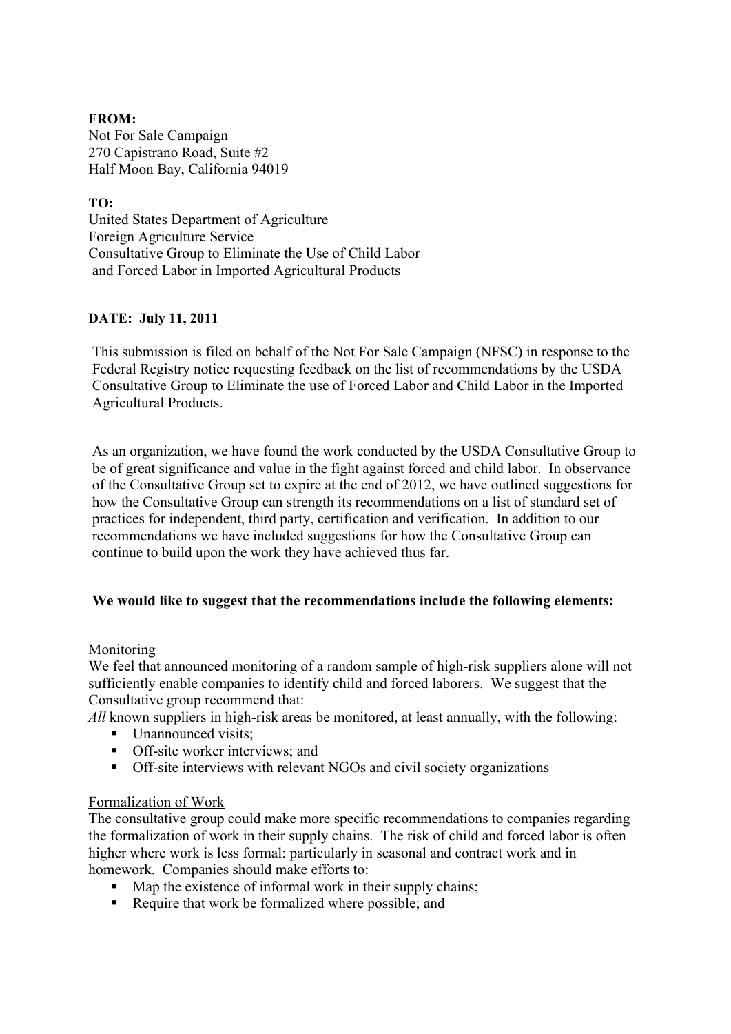**FROM:**
Not For Sale Campaign
270 Capistrano Road, Suite #2
Half Moon Bay, California 94019

**TO:**
United States Department of Agriculture
Foreign Agriculture Service
Consultative Group to Eliminate the Use of Child Labor and Forced Labor in Imported Agricultural Products

**DATE: July 11, 2011**

This submission is filed on behalf of the Not For Sale Campaign (NFSC) in response to the Federal Registry notice requesting feedback on the list of recommendations by the USDA Consultative Group to Eliminate the use of Forced Labor and Child Labor in the Imported Agricultural Products.

As an organization, we have found the work conducted by the USDA Consultative Group to be of great significance and value in the fight against forced and child labor. In observance of the Consultative Group set to expire at the end of 2012, we have outlined suggestions for how the Consultative Group can strength its recommendations on a list of standard set of practices for independent, third party, certification and verification. In addition to our recommendations we have included suggestions for how the Consultative Group can continue to build upon the work they have achieved thus far.

**We would like to suggest that the recommendations include the following elements:**

Monitoring

We feel that announced monitoring of a random sample of high-risk suppliers alone will not sufficiently enable companies to identify child and forced laborers. We suggest that the Consultative group recommend that:

*All* known suppliers in high-risk areas be monitored, at least annually, with the following:

- Unannounced visits;
- Off-site worker interviews; and
- Off-site interviews with relevant NGOs and civil society organizations

Formalization of Work

The consultative group could make more specific recommendations to companies regarding the formalization of work in their supply chains. The risk of child and forced labor is often higher where work is less formal: particularly in seasonal and contract work and in homework. Companies should make efforts to:

- Map the existence of informal work in their supply chains;
- Require that work be formalized where possible; and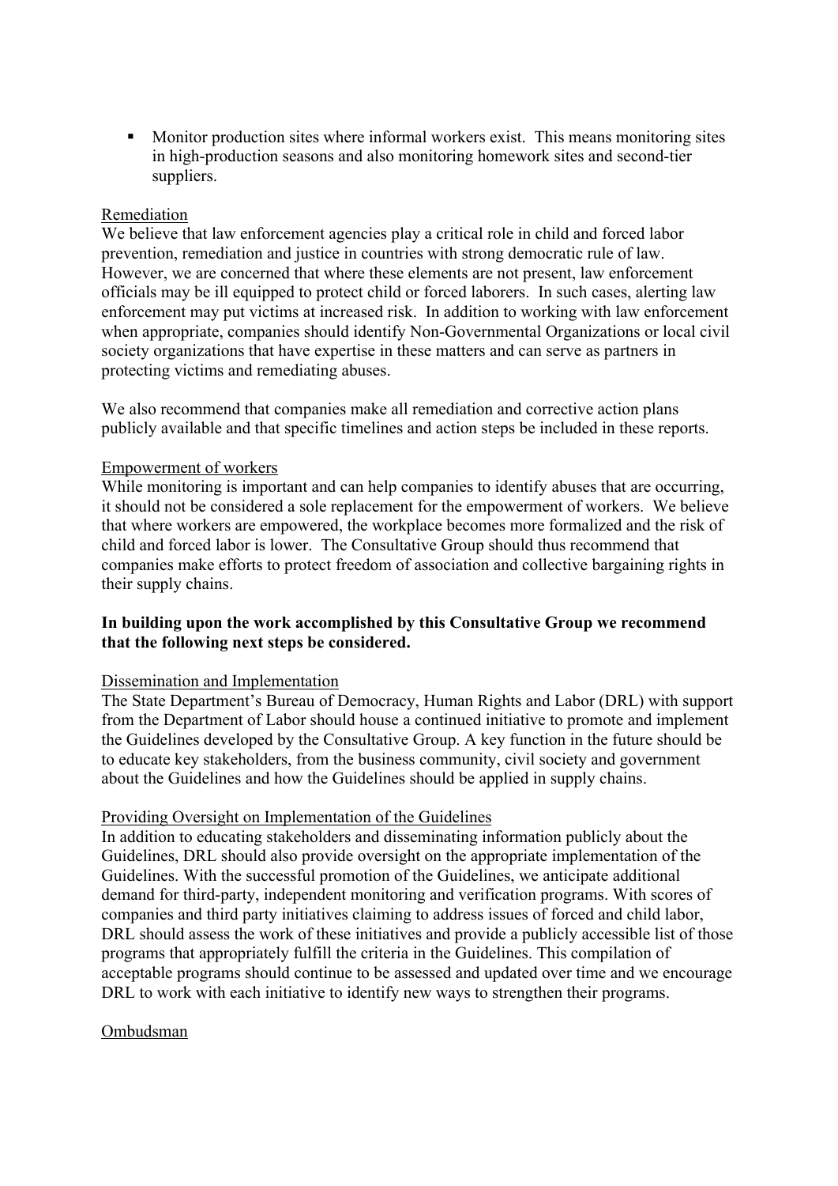- Monitor production sites where informal workers exist. This means monitoring sites in high-production seasons and also monitoring homework sites and second-tier suppliers.

Remediation

We believe that law enforcement agencies play a critical role in child and forced labor prevention, remediation and justice in countries with strong democratic rule of law. However, we are concerned that where these elements are not present, law enforcement officials may be ill equipped to protect child or forced laborers. In such cases, alerting law enforcement may put victims at increased risk. In addition to working with law enforcement when appropriate, companies should identify Non-Governmental Organizations or local civil society organizations that have expertise in these matters and can serve as partners in protecting victims and remediating abuses.

We also recommend that companies make all remediation and corrective action plans publicly available and that specific timelines and action steps be included in these reports.

Empowerment of workers

While monitoring is important and can help companies to identify abuses that are occurring, it should not be considered a sole replacement for the empowerment of workers. We believe that where workers are empowered, the workplace becomes more formalized and the risk of child and forced labor is lower. The Consultative Group should thus recommend that companies make efforts to protect freedom of association and collective bargaining rights in their supply chains.

**In building upon the work accomplished by this Consultative Group we recommend that the following next steps be considered.**

Dissemination and Implementation

The State Department's Bureau of Democracy, Human Rights and Labor (DRL) with support from the Department of Labor should house a continued initiative to promote and implement the Guidelines developed by the Consultative Group. A key function in the future should be to educate key stakeholders, from the business community, civil society and government about the Guidelines and how the Guidelines should be applied in supply chains.

Providing Oversight on Implementation of the Guidelines

In addition to educating stakeholders and disseminating information publicly about the Guidelines, DRL should also provide oversight on the appropriate implementation of the Guidelines. With the successful promotion of the Guidelines, we anticipate additional demand for third-party, independent monitoring and verification programs. With scores of companies and third party initiatives claiming to address issues of forced and child labor, DRL should assess the work of these initiatives and provide a publicly accessible list of those programs that appropriately fulfill the criteria in the Guidelines. This compilation of acceptable programs should continue to be assessed and updated over time and we encourage DRL to work with each initiative to identify new ways to strengthen their programs.

Ombudsman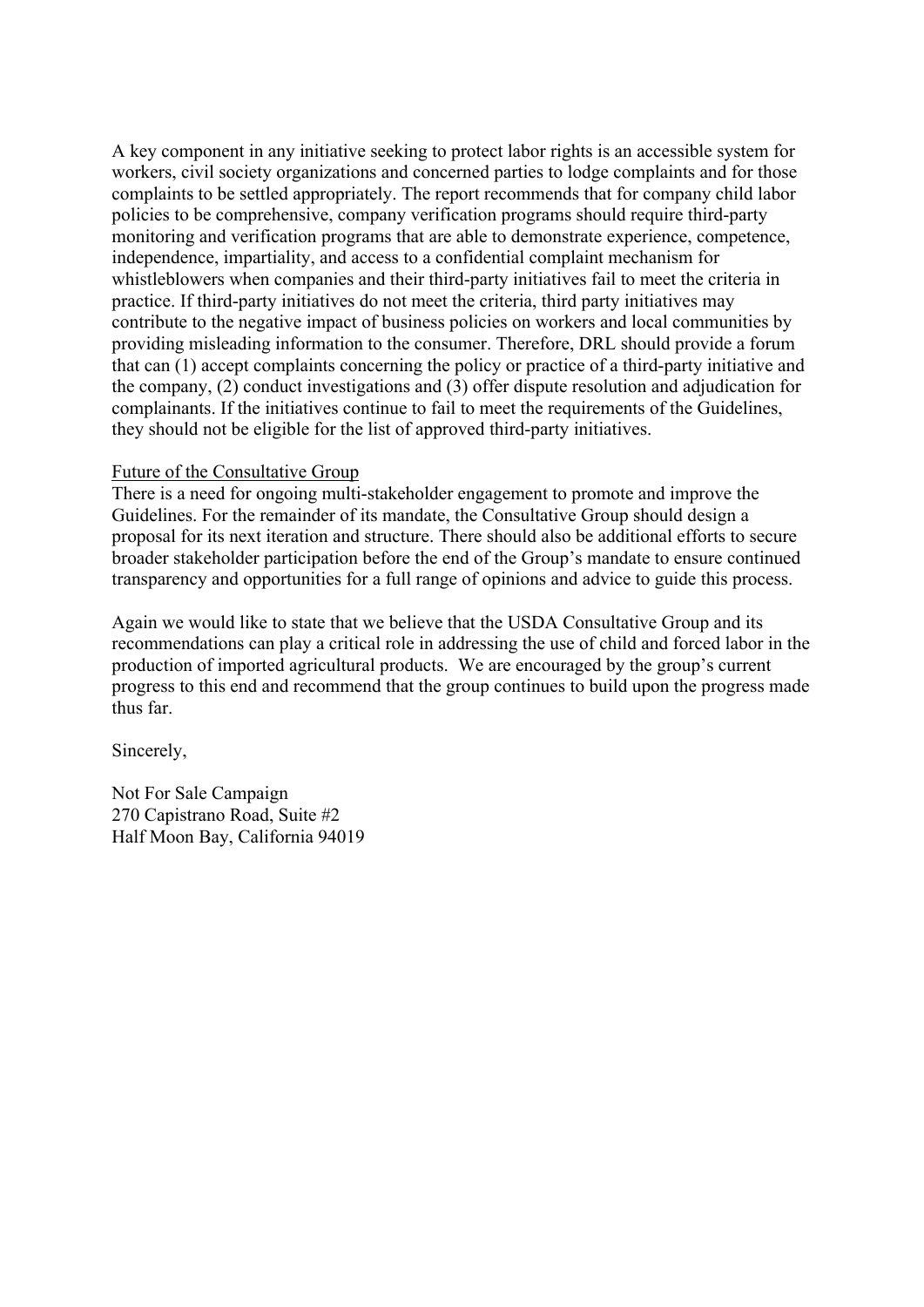A key component in any initiative seeking to protect labor rights is an accessible system for workers, civil society organizations and concerned parties to lodge complaints and for those complaints to be settled appropriately. The report recommends that for company child labor policies to be comprehensive, company verification programs should require third-party monitoring and verification programs that are able to demonstrate experience, competence, independence, impartiality, and access to a confidential complaint mechanism for whistleblowers when companies and their third-party initiatives fail to meet the criteria in practice. If third-party initiatives do not meet the criteria, third party initiatives may contribute to the negative impact of business policies on workers and local communities by providing misleading information to the consumer. Therefore, DRL should provide a forum that can (1) accept complaints concerning the policy or practice of a third-party initiative and the company, (2) conduct investigations and (3) offer dispute resolution and adjudication for complainants. If the initiatives continue to fail to meet the requirements of the Guidelines, they should not be eligible for the list of approved third-party initiatives.

<u>Future of the Consultative Group</u>

There is a need for ongoing multi-stakeholder engagement to promote and improve the Guidelines. For the remainder of its mandate, the Consultative Group should design a proposal for its next iteration and structure. There should also be additional efforts to secure broader stakeholder participation before the end of the Group's mandate to ensure continued transparency and opportunities for a full range of opinions and advice to guide this process.

Again we would like to state that we believe that the USDA Consultative Group and its recommendations can play a critical role in addressing the use of child and forced labor in the production of imported agricultural products. We are encouraged by the group's current progress to this end and recommend that the group continues to build upon the progress made thus far.

Sincerely,

Not For Sale Campaign
270 Capistrano Road, Suite #2
Half Moon Bay, California 94019